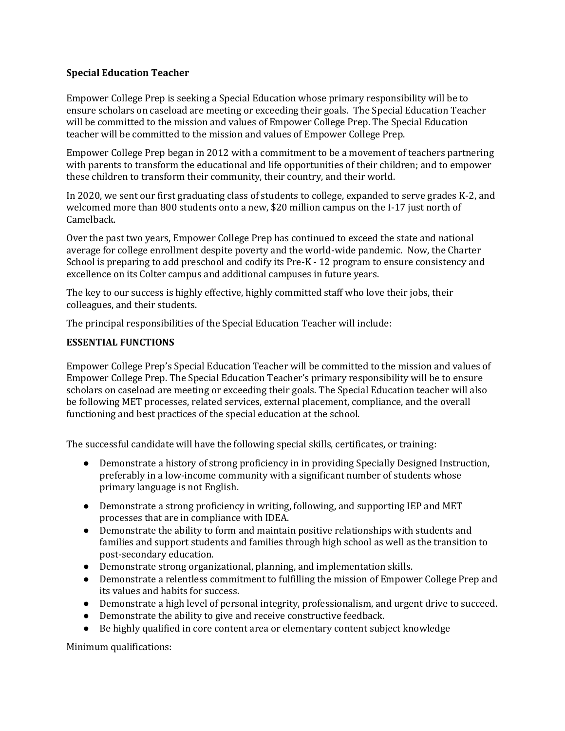**Special Education Teacher**

Empower College Prep is seeking a Special Education whose primary responsibility will be to ensure scholars on caseload are meeting or exceeding their goals. The Special Education Teacher will be committed to the mission and values of Empower College Prep. The Special Education teacher will be committed to the mission and values of Empower College Prep.

Empower College Prep began in 2012 with a commitment to be a movement of teachers partnering with parents to transform the educational and life opportunities of their children; and to empower these children to transform their community, their country, and their world.

In 2020, we sent our first graduating class of students to college, expanded to serve grades K-2, and welcomed more than 800 students onto a new, $20 million campus on the I-17 just north of Camelback.

Over the past two years, Empower College Prep has continued to exceed the state and national average for college enrollment despite poverty and the world-wide pandemic. Now, the Charter School is preparing to add preschool and codify its Pre-K - 12 program to ensure consistency and excellence on its Colter campus and additional campuses in future years.

The key to our success is highly effective, highly committed staff who love their jobs, their colleagues, and their students.

The principal responsibilities of the Special Education Teacher will include:

**ESSENTIAL FUNCTIONS**

Empower College Prep's Special Education Teacher will be committed to the mission and values of Empower College Prep. The Special Education Teacher's primary responsibility will be to ensure scholars on caseload are meeting or exceeding their goals. The Special Education teacher will also be following MET processes, related services, external placement, compliance, and the overall functioning and best practices of the special education at the school.

The successful candidate will have the following special skills, certificates, or training:

- Demonstrate a history of strong proficiency in in providing Specially Designed Instruction, preferably in a low-income community with a significant number of students whose primary language is not English.
- Demonstrate a strong proficiency in writing, following, and supporting IEP and MET processes that are in compliance with IDEA.
- Demonstrate the ability to form and maintain positive relationships with students and families and support students and families through high school as well as the transition to post-secondary education.
- Demonstrate strong organizational, planning, and implementation skills.
- Demonstrate a relentless commitment to fulfilling the mission of Empower College Prep and its values and habits for success.
- Demonstrate a high level of personal integrity, professionalism, and urgent drive to succeed.
- Demonstrate the ability to give and receive constructive feedback.
- Be highly qualified in core content area or elementary content subject knowledge

Minimum qualifications: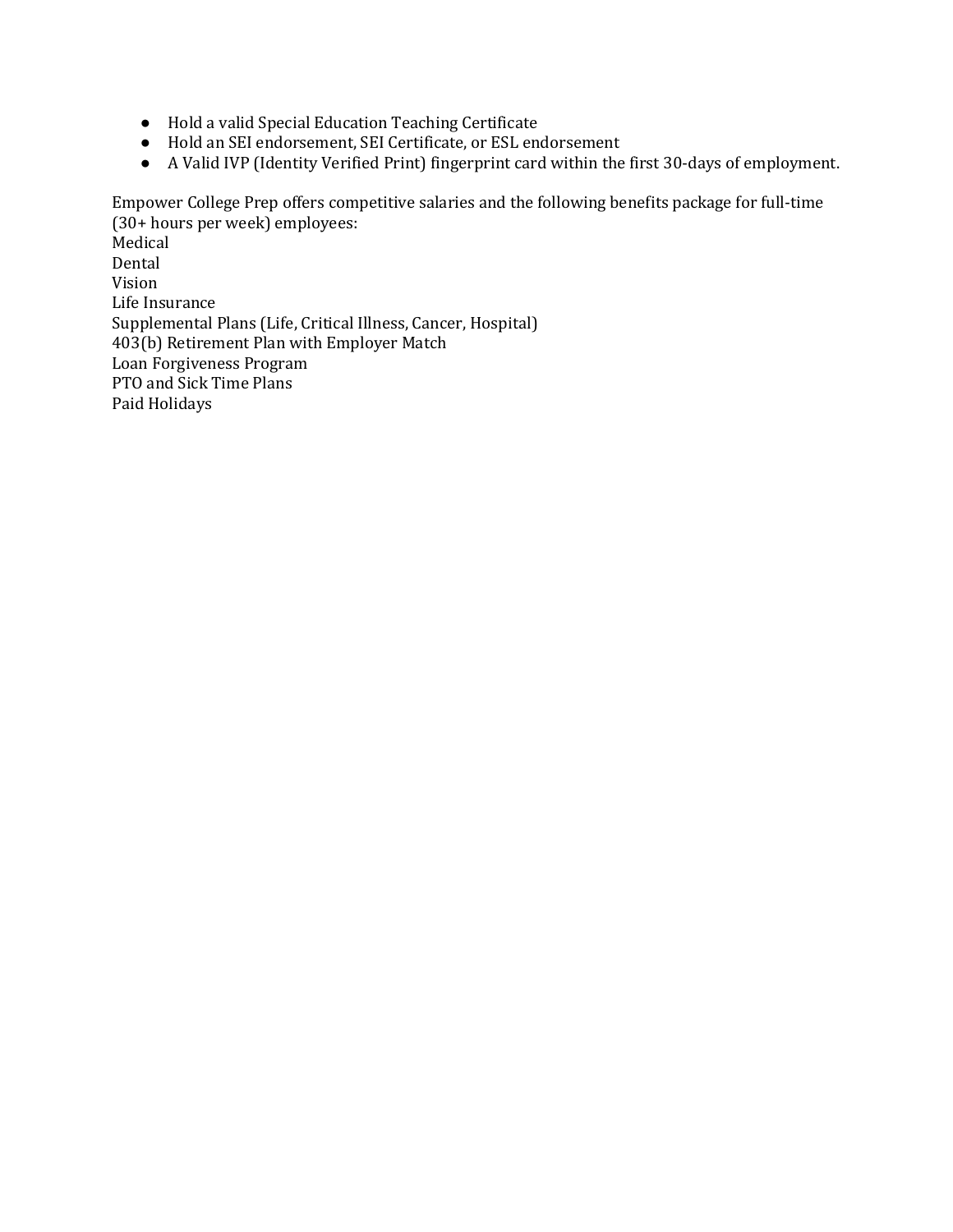- Hold a valid Special Education Teaching Certificate
- Hold an SEI endorsement, SEI Certificate, or ESL endorsement
- A Valid IVP (Identity Verified Print) fingerprint card within the first 30-days of employment.

Empower College Prep offers competitive salaries and the following benefits package for full-time (30+ hours per week) employees:
Medical
Dental
Vision
Life Insurance
Supplemental Plans (Life, Critical Illness, Cancer, Hospital)
403(b) Retirement Plan with Employer Match
Loan Forgiveness Program
PTO and Sick Time Plans
Paid Holidays